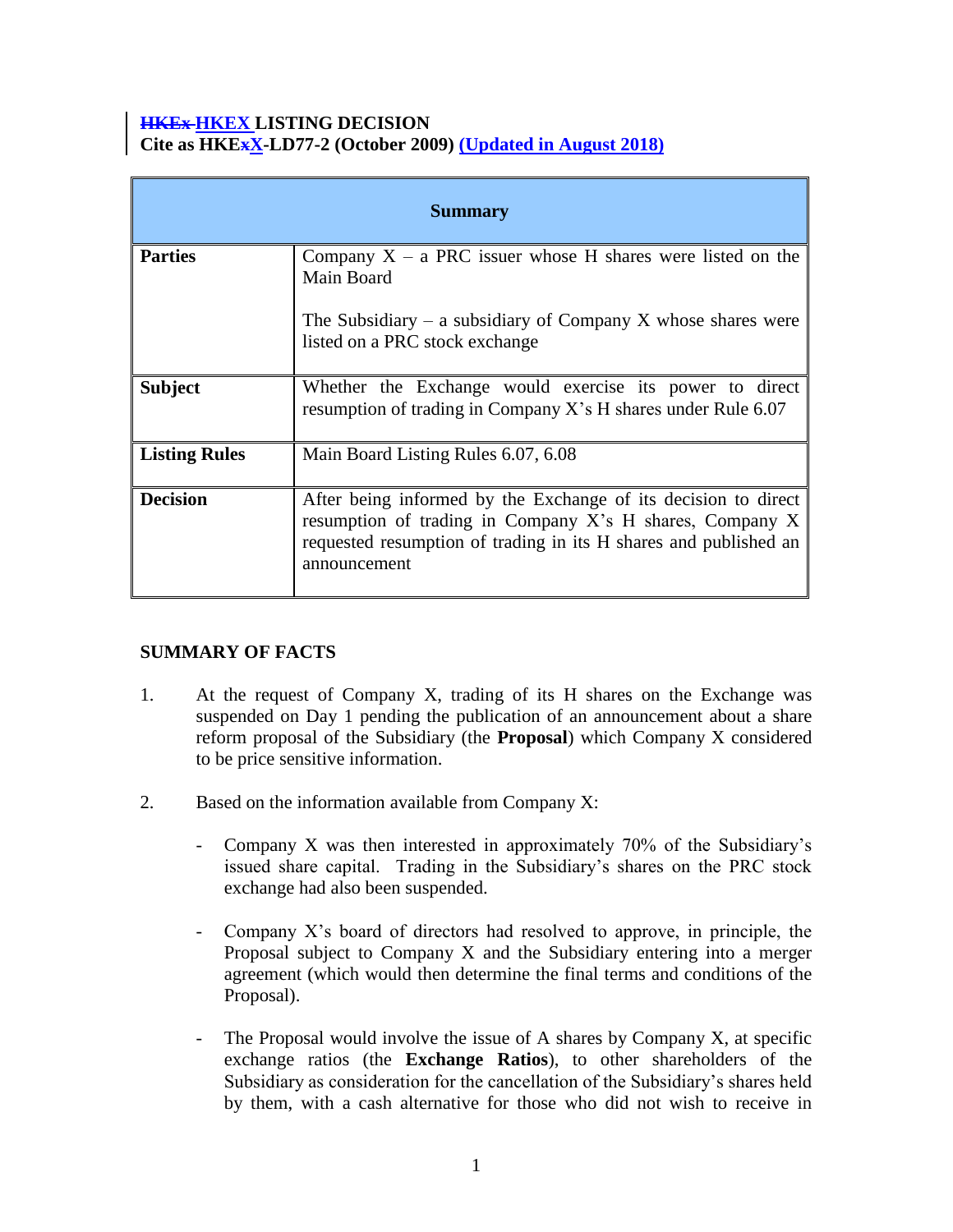# ~~HKEx~~ HKEX LISTING DECISION
**Cite as HKE~~x~~X-LD77-2 (October 2009) (Updated in August 2018)**

| Summary | |
|---|---|
| **Parties** | Company X – a PRC issuer whose H shares were listed on the Main Board<br><br>The Subsidiary – a subsidiary of Company X whose shares were listed on a PRC stock exchange |
| **Subject** | Whether the Exchange would exercise its power to direct resumption of trading in Company X's H shares under Rule 6.07 |
| **Listing Rules** | Main Board Listing Rules 6.07, 6.08 |
| **Decision** | After being informed by the Exchange of its decision to direct resumption of trading in Company X's H shares, Company X requested resumption of trading in its H shares and published an announcement |

## SUMMARY OF FACTS

1. At the request of Company X, trading of its H shares on the Exchange was suspended on Day 1 pending the publication of an announcement about a share reform proposal of the Subsidiary (the **Proposal**) which Company X considered to be price sensitive information.

2. Based on the information available from Company X:

   - Company X was then interested in approximately 70% of the Subsidiary's issued share capital. Trading in the Subsidiary's shares on the PRC stock exchange had also been suspended.

   - Company X's board of directors had resolved to approve, in principle, the Proposal subject to Company X and the Subsidiary entering into a merger agreement (which would then determine the final terms and conditions of the Proposal).

   - The Proposal would involve the issue of A shares by Company X, at specific exchange ratios (the **Exchange Ratios**), to other shareholders of the Subsidiary as consideration for the cancellation of the Subsidiary's shares held by them, with a cash alternative for those who did not wish to receive in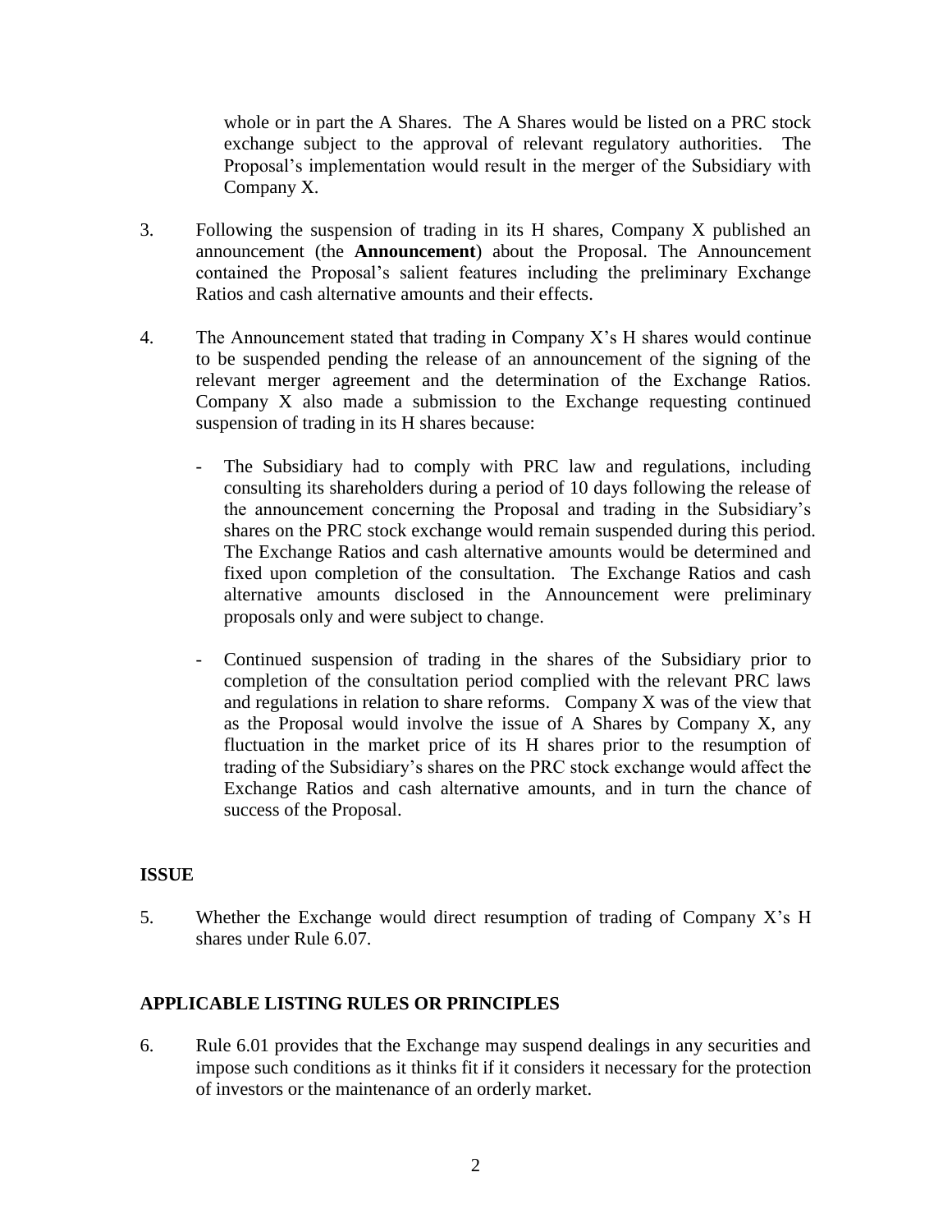whole or in part the A Shares. The A Shares would be listed on a PRC stock exchange subject to the approval of relevant regulatory authorities. The Proposal's implementation would result in the merger of the Subsidiary with Company X.

3. Following the suspension of trading in its H shares, Company X published an announcement (the **Announcement**) about the Proposal. The Announcement contained the Proposal's salient features including the preliminary Exchange Ratios and cash alternative amounts and their effects.

4. The Announcement stated that trading in Company X's H shares would continue to be suspended pending the release of an announcement of the signing of the relevant merger agreement and the determination of the Exchange Ratios. Company X also made a submission to the Exchange requesting continued suspension of trading in its H shares because:

   - The Subsidiary had to comply with PRC law and regulations, including consulting its shareholders during a period of 10 days following the release of the announcement concerning the Proposal and trading in the Subsidiary's shares on the PRC stock exchange would remain suspended during this period. The Exchange Ratios and cash alternative amounts would be determined and fixed upon completion of the consultation. The Exchange Ratios and cash alternative amounts disclosed in the Announcement were preliminary proposals only and were subject to change.

   - Continued suspension of trading in the shares of the Subsidiary prior to completion of the consultation period complied with the relevant PRC laws and regulations in relation to share reforms. Company X was of the view that as the Proposal would involve the issue of A Shares by Company X, any fluctuation in the market price of its H shares prior to the resumption of trading of the Subsidiary's shares on the PRC stock exchange would affect the Exchange Ratios and cash alternative amounts, and in turn the chance of success of the Proposal.

## ISSUE

5. Whether the Exchange would direct resumption of trading of Company X's H shares under Rule 6.07.

## APPLICABLE LISTING RULES OR PRINCIPLES

6. Rule 6.01 provides that the Exchange may suspend dealings in any securities and impose such conditions as it thinks fit if it considers it necessary for the protection of investors or the maintenance of an orderly market.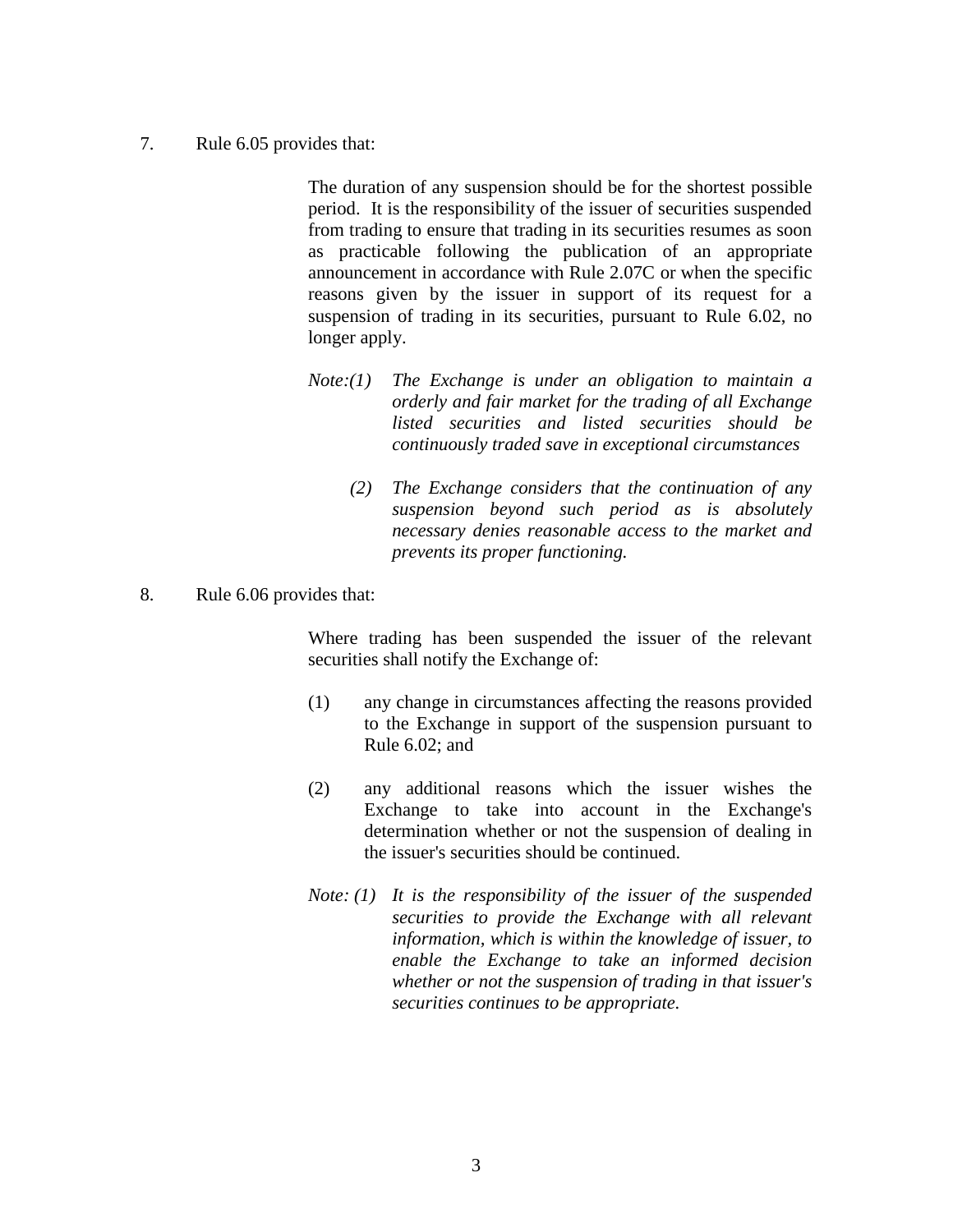7. Rule 6.05 provides that:

> The duration of any suspension should be for the shortest possible period. It is the responsibility of the issuer of securities suspended from trading to ensure that trading in its securities resumes as soon as practicable following the publication of an appropriate announcement in accordance with Rule 2.07C or when the specific reasons given by the issuer in support of its request for a suspension of trading in its securities, pursuant to Rule 6.02, no longer apply.
>
> *Note:(1) The Exchange is under an obligation to maintain a orderly and fair market for the trading of all Exchange listed securities and listed securities should be continuously traded save in exceptional circumstances*
>
> *(2) The Exchange considers that the continuation of any suspension beyond such period as is absolutely necessary denies reasonable access to the market and prevents its proper functioning.*

8. Rule 6.06 provides that:

> Where trading has been suspended the issuer of the relevant securities shall notify the Exchange of:
>
> (1) any change in circumstances affecting the reasons provided to the Exchange in support of the suspension pursuant to Rule 6.02; and
>
> (2) any additional reasons which the issuer wishes the Exchange to take into account in the Exchange's determination whether or not the suspension of dealing in the issuer's securities should be continued.
>
> *Note: (1) It is the responsibility of the issuer of the suspended securities to provide the Exchange with all relevant information, which is within the knowledge of issuer, to enable the Exchange to take an informed decision whether or not the suspension of trading in that issuer's securities continues to be appropriate.*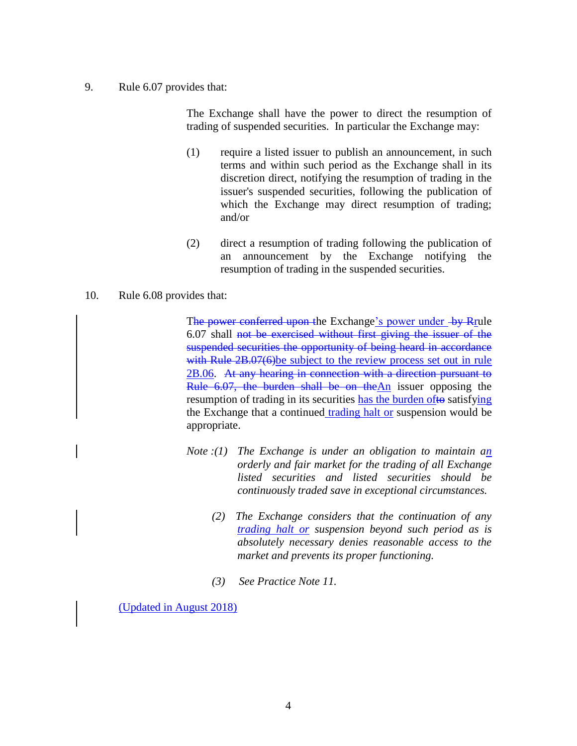9. Rule 6.07 provides that:

> The Exchange shall have the power to direct the resumption of trading of suspended securities. In particular the Exchange may:
>
> (1) require a listed issuer to publish an announcement, in such terms and within such period as the Exchange shall in its discretion direct, notifying the resumption of trading in the issuer's suspended securities, following the publication of which the Exchange may direct resumption of trading; and/or
>
> (2) direct a resumption of trading following the publication of an announcement by the Exchange notifying the resumption of trading in the suspended securities.

10. Rule 6.08 provides that:

> T~~he power conferred upon t~~he Exchange's power under ~~by R~~rule 6.07 shall ~~not be exercised without first giving the issuer of the suspended securities the opportunity of being heard in accordance with Rule 2B.07(6)~~be subject to the review process set out in rule 2B.06. ~~At any hearing in connection with a direction pursuant to Rule 6.07, the burden shall be on the~~An issuer opposing the resumption of trading in its securities has the burden of~~to~~ satisfying the Exchange that a continued trading halt or suspension would be appropriate.
>
> *Note :(1) The Exchange is under an obligation to maintain an orderly and fair market for the trading of all Exchange listed securities and listed securities should be continuously traded save in exceptional circumstances.*
>
> *(2) The Exchange considers that the continuation of any trading halt or suspension beyond such period as is absolutely necessary denies reasonable access to the market and prevents its proper functioning.*
>
> *(3) See Practice Note 11.*

(Updated in August 2018)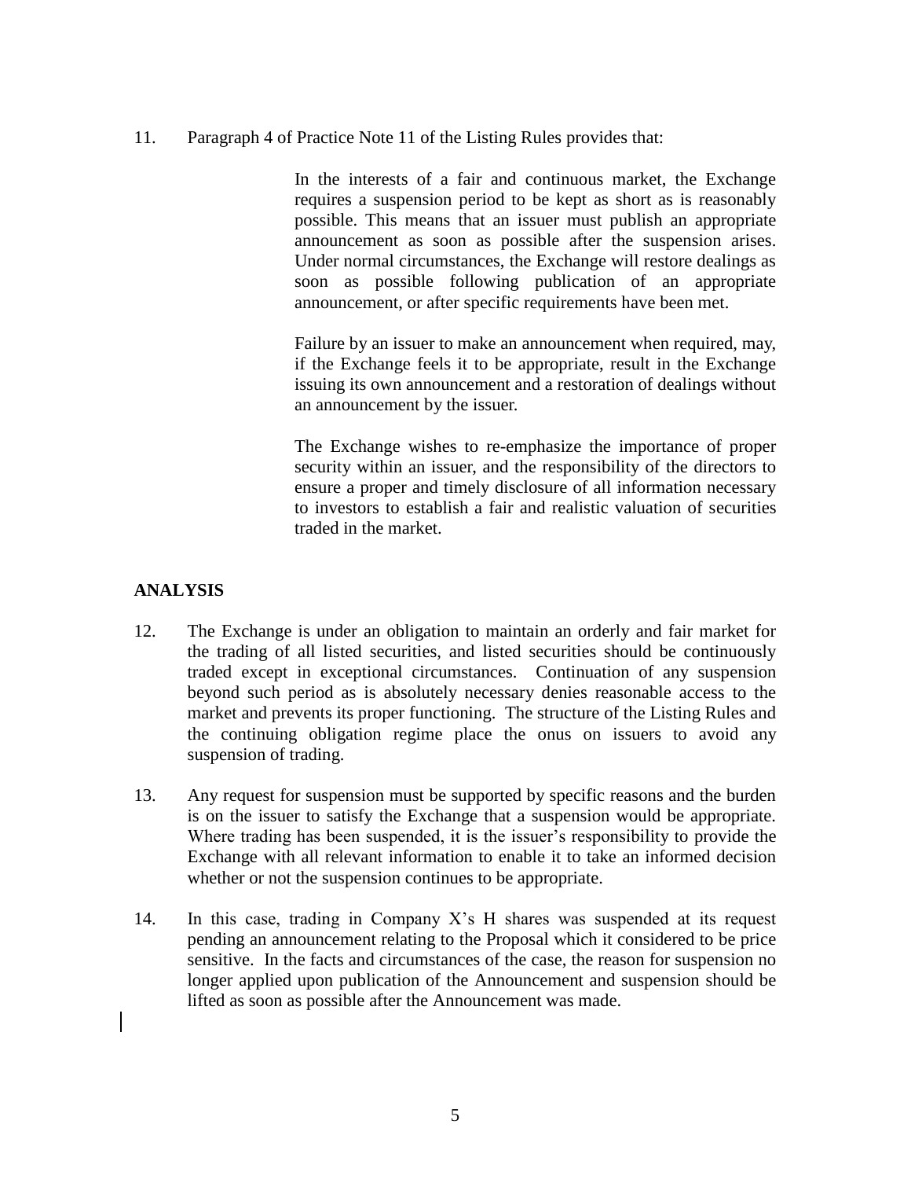11. Paragraph 4 of Practice Note 11 of the Listing Rules provides that:

> In the interests of a fair and continuous market, the Exchange requires a suspension period to be kept as short as is reasonably possible. This means that an issuer must publish an appropriate announcement as soon as possible after the suspension arises. Under normal circumstances, the Exchange will restore dealings as soon as possible following publication of an appropriate announcement, or after specific requirements have been met.
>
> Failure by an issuer to make an announcement when required, may, if the Exchange feels it to be appropriate, result in the Exchange issuing its own announcement and a restoration of dealings without an announcement by the issuer.
>
> The Exchange wishes to re-emphasize the importance of proper security within an issuer, and the responsibility of the directors to ensure a proper and timely disclosure of all information necessary to investors to establish a fair and realistic valuation of securities traded in the market.

## ANALYSIS

12. The Exchange is under an obligation to maintain an orderly and fair market for the trading of all listed securities, and listed securities should be continuously traded except in exceptional circumstances. Continuation of any suspension beyond such period as is absolutely necessary denies reasonable access to the market and prevents its proper functioning. The structure of the Listing Rules and the continuing obligation regime place the onus on issuers to avoid any suspension of trading.

13. Any request for suspension must be supported by specific reasons and the burden is on the issuer to satisfy the Exchange that a suspension would be appropriate. Where trading has been suspended, it is the issuer's responsibility to provide the Exchange with all relevant information to enable it to take an informed decision whether or not the suspension continues to be appropriate.

14. In this case, trading in Company X's H shares was suspended at its request pending an announcement relating to the Proposal which it considered to be price sensitive. In the facts and circumstances of the case, the reason for suspension no longer applied upon publication of the Announcement and suspension should be lifted as soon as possible after the Announcement was made.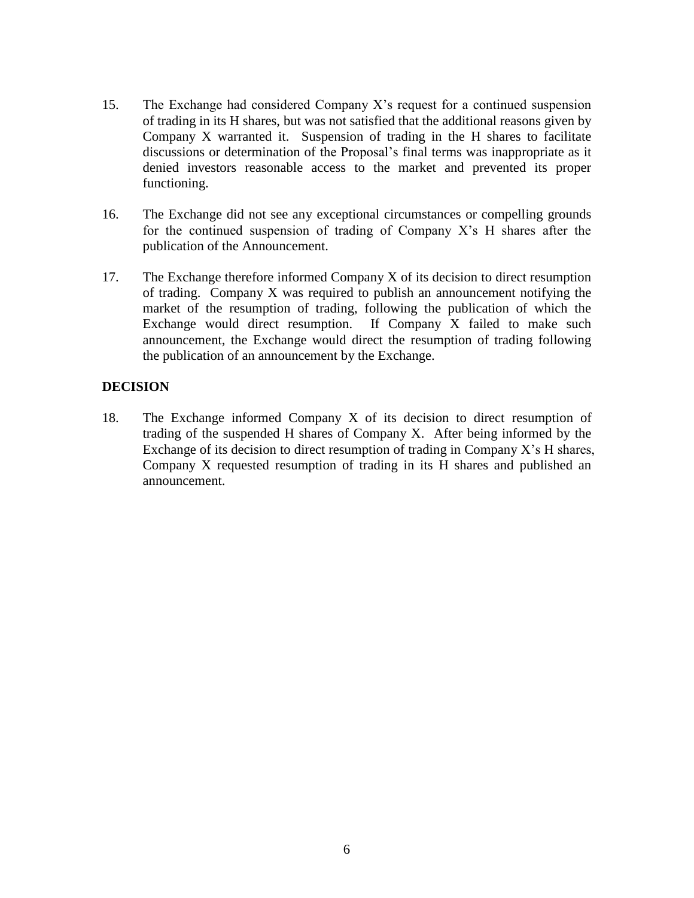15. The Exchange had considered Company X's request for a continued suspension of trading in its H shares, but was not satisfied that the additional reasons given by Company X warranted it. Suspension of trading in the H shares to facilitate discussions or determination of the Proposal's final terms was inappropriate as it denied investors reasonable access to the market and prevented its proper functioning.

16. The Exchange did not see any exceptional circumstances or compelling grounds for the continued suspension of trading of Company X's H shares after the publication of the Announcement.

17. The Exchange therefore informed Company X of its decision to direct resumption of trading. Company X was required to publish an announcement notifying the market of the resumption of trading, following the publication of which the Exchange would direct resumption. If Company X failed to make such announcement, the Exchange would direct the resumption of trading following the publication of an announcement by the Exchange.

**DECISION**

18. The Exchange informed Company X of its decision to direct resumption of trading of the suspended H shares of Company X. After being informed by the Exchange of its decision to direct resumption of trading in Company X's H shares, Company X requested resumption of trading in its H shares and published an announcement.